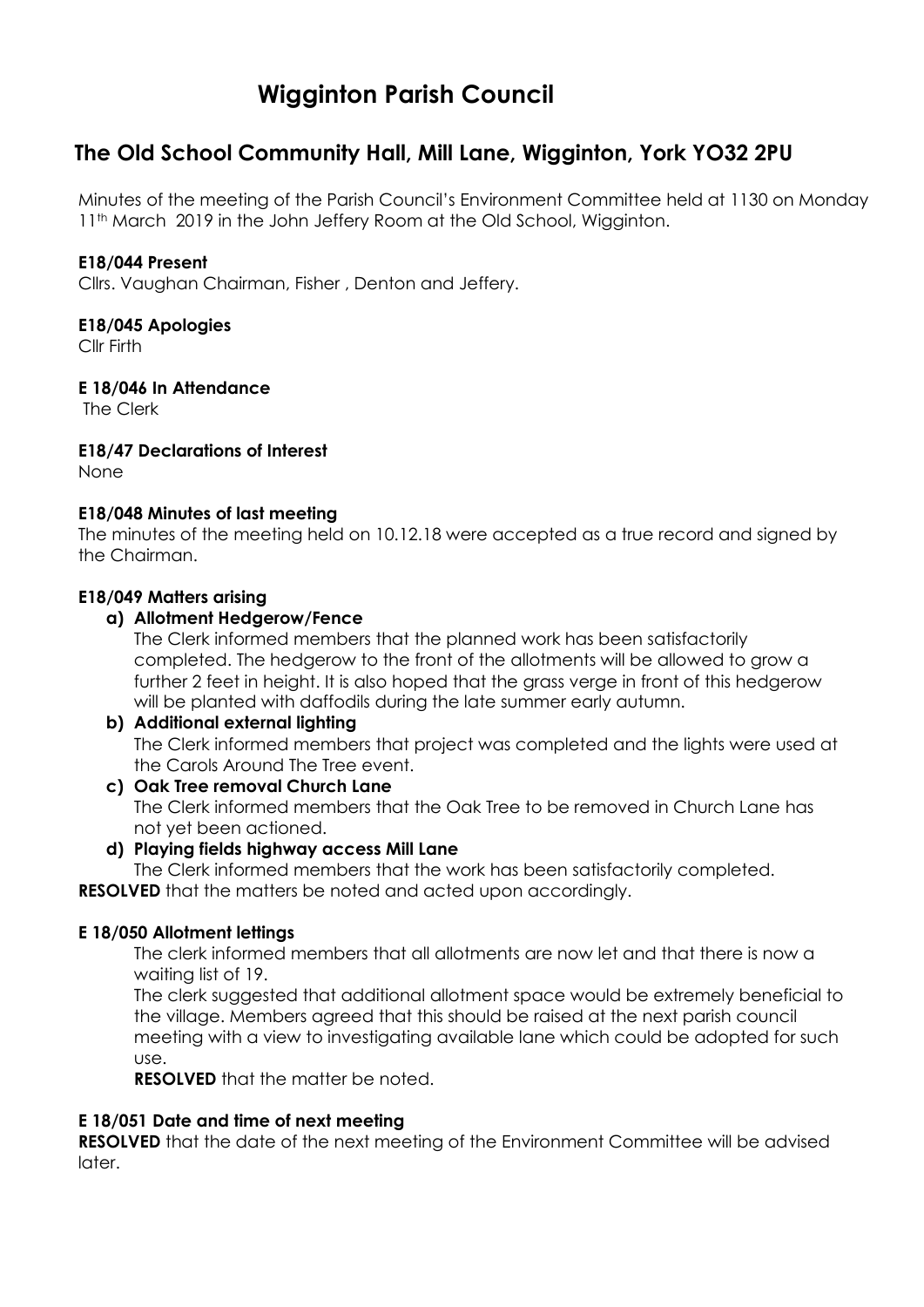# Wigginton Parish Council

## The Old School Community Hall, Mill Lane, Wigginton, York YO32 2PU

Minutes of the meeting of the Parish Council's Environment Committee held at 1130 on Monday 11th March 2019 in the John Jeffery Room at the Old School, Wigginton.

**E18/044 Present**

Cllrs. Vaughan Chairman, Fisher , Denton and Jeffery.

**E18/045 Apologies**

Cllr Firth

**E 18/046 In Attendance**

The Clerk

**E18/47 Declarations of Interest**

None

**E18/048 Minutes of last meeting**

The minutes of the meeting held on 10.12.18 were accepted as a true record and signed by the Chairman.

**E18/049 Matters arising**

**a) Allotment Hedgerow/Fence**

The Clerk informed members that the planned work has been satisfactorily completed. The hedgerow to the front of the allotments will be allowed to grow a further 2 feet in height. It is also hoped that the grass verge in front of this hedgerow will be planted with daffodils during the late summer early autumn.

**b) Additional external lighting**

The Clerk informed members that project was completed and the lights were used at the Carols Around The Tree event.

**c) Oak Tree removal Church Lane**

The Clerk informed members that the Oak Tree to be removed in Church Lane has not yet been actioned.

**d) Playing fields highway access Mill Lane**

The Clerk informed members that the work has been satisfactorily completed.

**RESOLVED** that the matters be noted and acted upon accordingly.

**E 18/050 Allotment lettings**

The clerk informed members that all allotments are now let and that there is now a waiting list of 19.

The clerk suggested that additional allotment space would be extremely beneficial to the village. Members agreed that this should be raised at the next parish council meeting with a view to investigating available lane which could be adopted for such use.

**RESOLVED** that the matter be noted.

**E 18/051 Date and time of next meeting**

**RESOLVED** that the date of the next meeting of the Environment Committee will be advised later.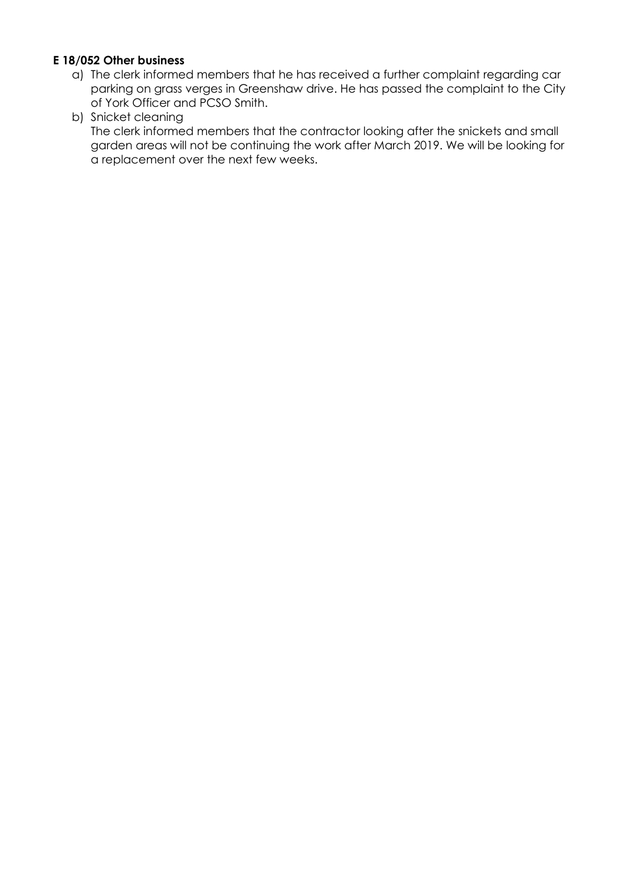**E 18/052 Other business**

a) The clerk informed members that he has received a further complaint regarding car parking on grass verges in Greenshaw drive. He has passed the complaint to the City of York Officer and PCSO Smith.

b) Snicket cleaning
The clerk informed members that the contractor looking after the snickets and small garden areas will not be continuing the work after March 2019. We will be looking for a replacement over the next few weeks.